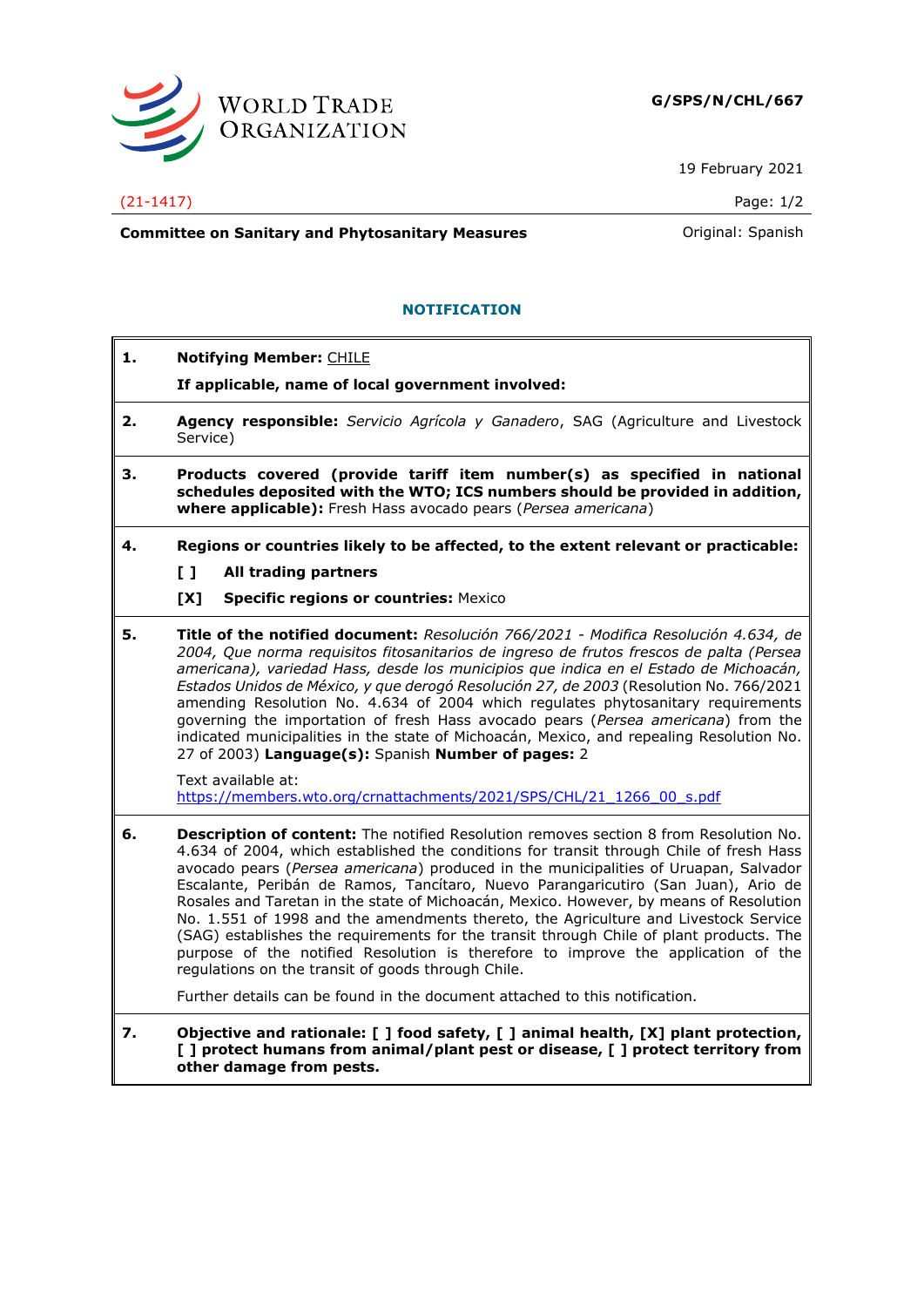**G/SPS/N/CHL/667**

19 February 2021

(21-1417)

**Committee on Sanitary and Phytosanitary Measures**

Original: Spanish

## NOTIFICATION

**1. Notifying Member:** CHILE

**If applicable, name of local government involved:**

**2. Agency responsible:** *Servicio Agrícola y Ganadero*, SAG (Agriculture and Livestock Service)

**3. Products covered (provide tariff item number(s) as specified in national schedules deposited with the WTO; ICS numbers should be provided in addition, where applicable):** Fresh Hass avocado pears (*Persea americana*)

**4. Regions or countries likely to be affected, to the extent relevant or practicable:**

**[ ] All trading partners**

**[X] Specific regions or countries:** Mexico

**5. Title of the notified document:** *Resolución 766/2021 - Modifica Resolución 4.634, de 2004, Que norma requisitos fitosanitarios de ingreso de frutos frescos de palta (Persea americana), variedad Hass, desde los municipios que indica en el Estado de Michoacán, Estados Unidos de México, y que derogó Resolución 27, de 2003* (Resolution No. 766/2021 amending Resolution No. 4.634 of 2004 which regulates phytosanitary requirements governing the importation of fresh Hass avocado pears (*Persea americana*) from the indicated municipalities in the state of Michoacán, Mexico, and repealing Resolution No. 27 of 2003) **Language(s):** Spanish **Number of pages:** 2

Text available at:
https://members.wto.org/crnattachments/2021/SPS/CHL/21_1266_00_s.pdf

**6. Description of content:** The notified Resolution removes section 8 from Resolution No. 4.634 of 2004, which established the conditions for transit through Chile of fresh Hass avocado pears (*Persea americana*) produced in the municipalities of Uruapan, Salvador Escalante, Peribán de Ramos, Tancítaro, Nuevo Parangaricutiro (San Juan), Ario de Rosales and Taretan in the state of Michoacán, Mexico. However, by means of Resolution No. 1.551 of 1998 and the amendments thereto, the Agriculture and Livestock Service (SAG) establishes the requirements for the transit through Chile of plant products. The purpose of the notified Resolution is therefore to improve the application of the regulations on the transit of goods through Chile.

Further details can be found in the document attached to this notification.

**7. Objective and rationale: [ ] food safety, [ ] animal health, [X] plant protection, [ ] protect humans from animal/plant pest or disease, [ ] protect territory from other damage from pests.**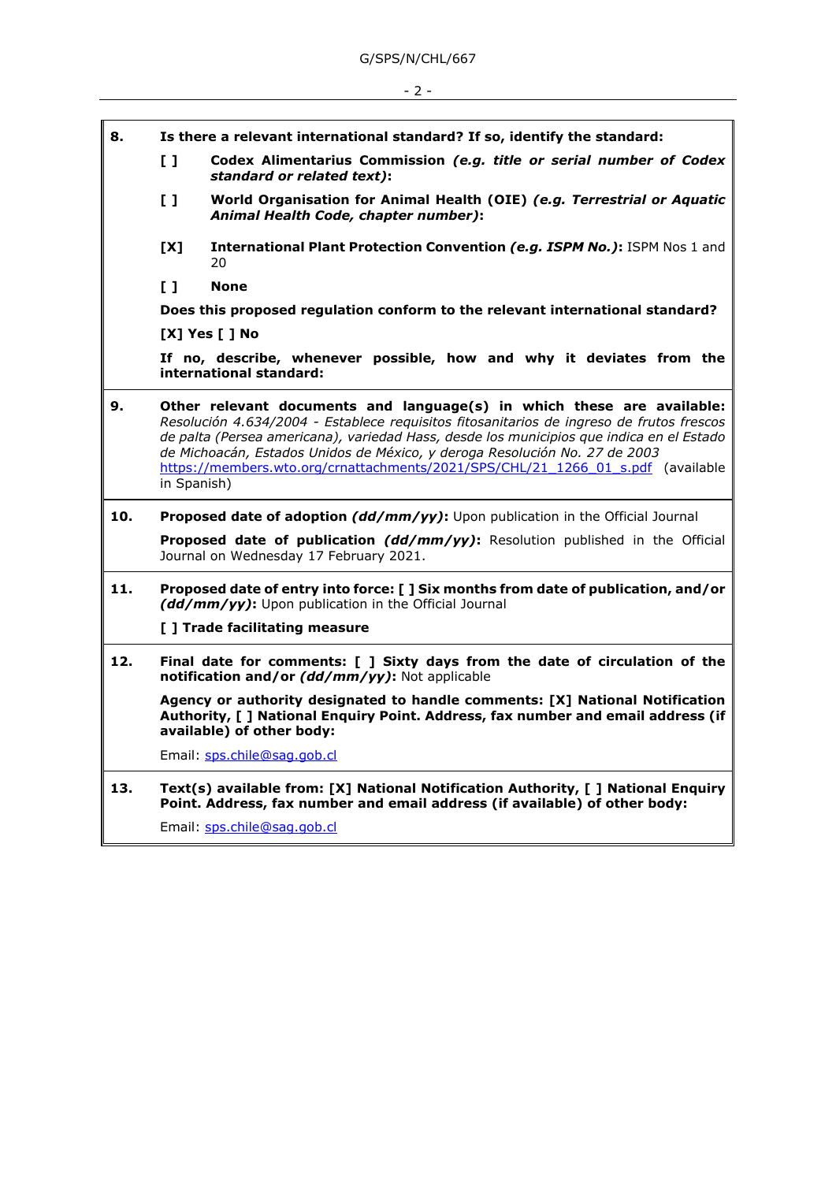**8. Is there a relevant international standard? If so, identify the standard:**

[ ] **Codex Alimentarius Commission *(e.g. title or serial number of Codex standard or related text)*:**

[ ] **World Organisation for Animal Health (OIE) *(e.g. Terrestrial or Aquatic Animal Health Code, chapter number)*:**

[X] **International Plant Protection Convention *(e.g. ISPM No.)*:** ISPM Nos 1 and 20

[ ] **None**

**Does this proposed regulation conform to the relevant international standard?**

**[X] Yes [ ] No**

**If no, describe, whenever possible, how and why it deviates from the international standard:**

**9. Other relevant documents and language(s) in which these are available:** *Resolución 4.634/2004 - Establece requisitos fitosanitarios de ingreso de frutos frescos de palta (Persea americana), variedad Hass, desde los municipios que indica en el Estado de Michoacán, Estados Unidos de México, y deroga Resolución No. 27 de 2003* https://members.wto.org/crnattachments/2021/SPS/CHL/21_1266_01_s.pdf (available in Spanish)

**10. Proposed date of adoption *(dd/mm/yy)*:** Upon publication in the Official Journal

**Proposed date of publication *(dd/mm/yy)*:** Resolution published in the Official Journal on Wednesday 17 February 2021.

**11. Proposed date of entry into force: [ ] Six months from date of publication, and/or *(dd/mm/yy)*:** Upon publication in the Official Journal

**[ ] Trade facilitating measure**

**12. Final date for comments: [ ] Sixty days from the date of circulation of the notification and/or *(dd/mm/yy)*:** Not applicable

**Agency or authority designated to handle comments: [X] National Notification Authority, [ ] National Enquiry Point. Address, fax number and email address (if available) of other body:**

Email: sps.chile@sag.gob.cl

**13. Text(s) available from: [X] National Notification Authority, [ ] National Enquiry Point. Address, fax number and email address (if available) of other body:**

Email: sps.chile@sag.gob.cl